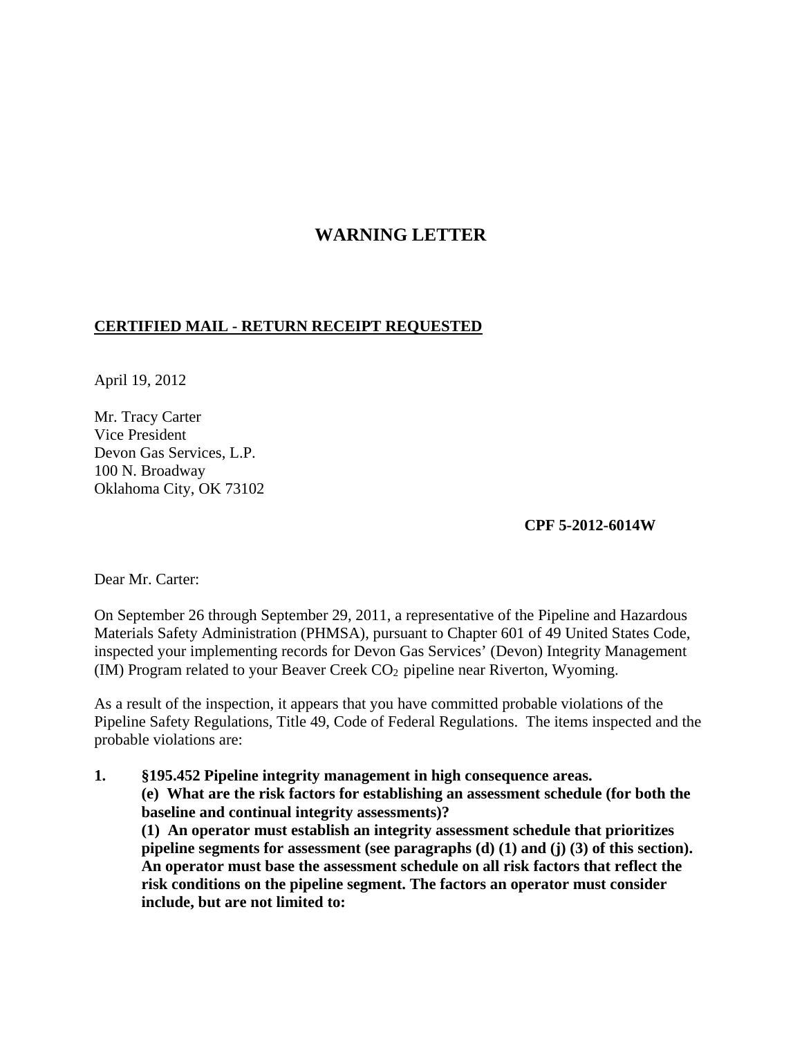# WARNING LETTER

**CERTIFIED MAIL - RETURN RECEIPT REQUESTED**

April 19, 2012

Mr. Tracy Carter
Vice President
Devon Gas Services, L.P.
100 N. Broadway
Oklahoma City, OK 73102

**CPF 5-2012-6014W**

Dear Mr. Carter:

On September 26 through September 29, 2011, a representative of the Pipeline and Hazardous Materials Safety Administration (PHMSA), pursuant to Chapter 601 of 49 United States Code, inspected your implementing records for Devon Gas Services' (Devon) Integrity Management (IM) Program related to your Beaver Creek $CO_2$ pipeline near Riverton, Wyoming.

As a result of the inspection, it appears that you have committed probable violations of the Pipeline Safety Regulations, Title 49, Code of Federal Regulations. The items inspected and the probable violations are:

1. **§195.452 Pipeline integrity management in high consequence areas.**
   **(e) What are the risk factors for establishing an assessment schedule (for both the baseline and continual integrity assessments)?**
   **(1) An operator must establish an integrity assessment schedule that prioritizes pipeline segments for assessment (see paragraphs (d) (1) and (j) (3) of this section). An operator must base the assessment schedule on all risk factors that reflect the risk conditions on the pipeline segment. The factors an operator must consider include, but are not limited to:**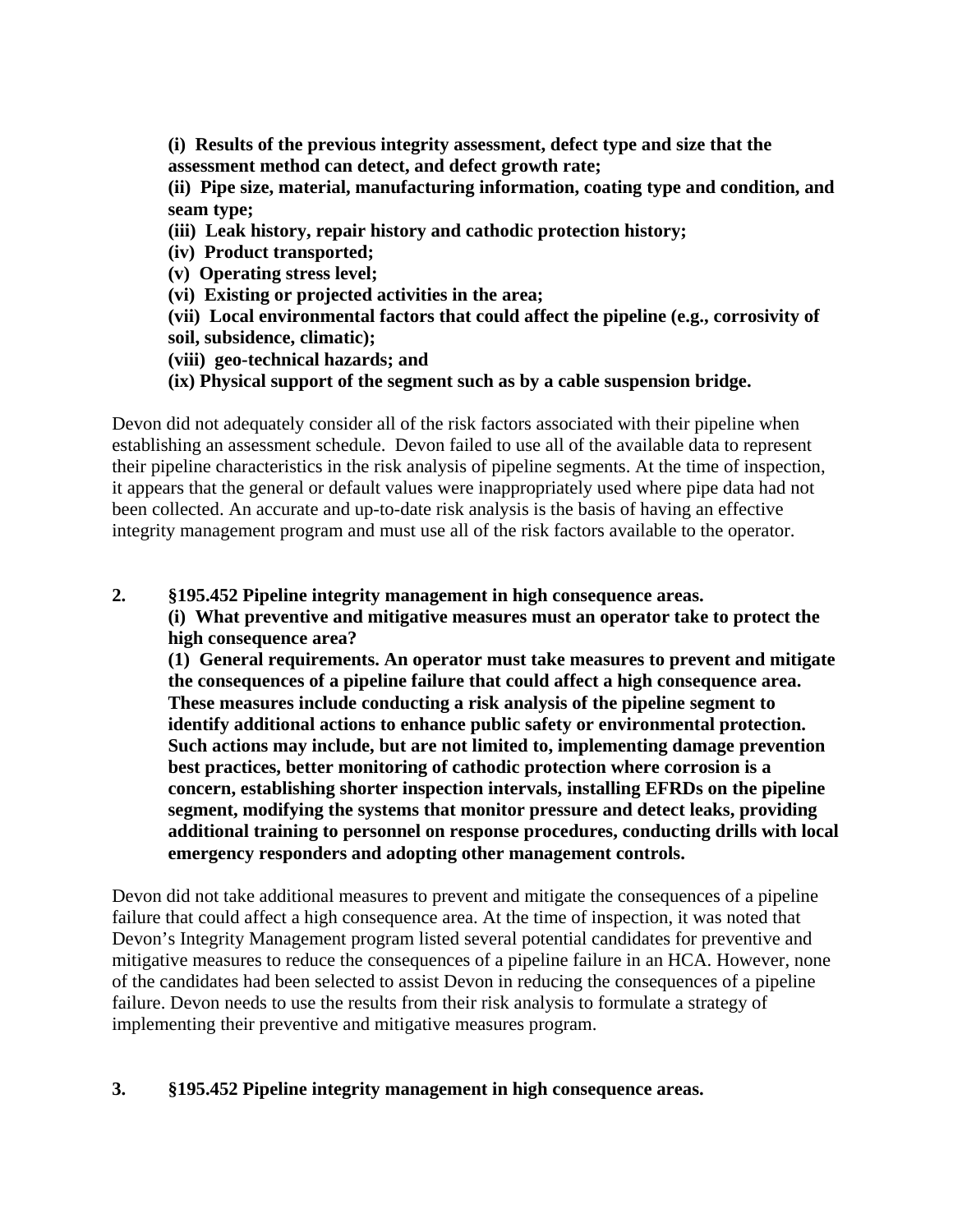**(i) Results of the previous integrity assessment, defect type and size that the assessment method can detect, and defect growth rate;**
**(ii) Pipe size, material, manufacturing information, coating type and condition, and seam type;**
**(iii) Leak history, repair history and cathodic protection history;**
**(iv) Product transported;**
**(v) Operating stress level;**
**(vi) Existing or projected activities in the area;**
**(vii) Local environmental factors that could affect the pipeline (e.g., corrosivity of soil, subsidence, climatic);**
**(viii) geo-technical hazards; and**
**(ix) Physical support of the segment such as by a cable suspension bridge.**

Devon did not adequately consider all of the risk factors associated with their pipeline when establishing an assessment schedule. Devon failed to use all of the available data to represent their pipeline characteristics in the risk analysis of pipeline segments. At the time of inspection, it appears that the general or default values were inappropriately used where pipe data had not been collected. An accurate and up-to-date risk analysis is the basis of having an effective integrity management program and must use all of the risk factors available to the operator.

**2. §195.452 Pipeline integrity management in high consequence areas.**

**(i) What preventive and mitigative measures must an operator take to protect the high consequence area?**

**(1) General requirements. An operator must take measures to prevent and mitigate the consequences of a pipeline failure that could affect a high consequence area. These measures include conducting a risk analysis of the pipeline segment to identify additional actions to enhance public safety or environmental protection. Such actions may include, but are not limited to, implementing damage prevention best practices, better monitoring of cathodic protection where corrosion is a concern, establishing shorter inspection intervals, installing EFRDs on the pipeline segment, modifying the systems that monitor pressure and detect leaks, providing additional training to personnel on response procedures, conducting drills with local emergency responders and adopting other management controls.**

Devon did not take additional measures to prevent and mitigate the consequences of a pipeline failure that could affect a high consequence area. At the time of inspection, it was noted that Devon's Integrity Management program listed several potential candidates for preventive and mitigative measures to reduce the consequences of a pipeline failure in an HCA. However, none of the candidates had been selected to assist Devon in reducing the consequences of a pipeline failure. Devon needs to use the results from their risk analysis to formulate a strategy of implementing their preventive and mitigative measures program.

**3. §195.452 Pipeline integrity management in high consequence areas.**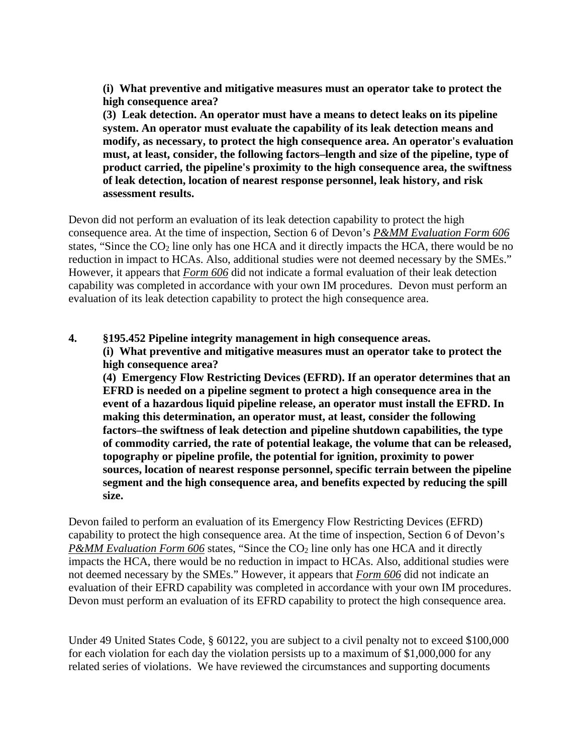**(i) What preventive and mitigative measures must an operator take to protect the high consequence area?**
**(3) Leak detection. An operator must have a means to detect leaks on its pipeline system. An operator must evaluate the capability of its leak detection means and modify, as necessary, to protect the high consequence area. An operator's evaluation must, at least, consider, the following factors–length and size of the pipeline, type of product carried, the pipeline's proximity to the high consequence area, the swiftness of leak detection, location of nearest response personnel, leak history, and risk assessment results.**

Devon did not perform an evaluation of its leak detection capability to protect the high consequence area. At the time of inspection, Section 6 of Devon's ***P&MM Evaluation Form 606*** states, "Since the $CO_2$ line only has one HCA and it directly impacts the HCA, there would be no reduction in impact to HCAs. Also, additional studies were not deemed necessary by the SMEs." However, it appears that ***Form 606*** did not indicate a formal evaluation of their leak detection capability was completed in accordance with your own IM procedures. Devon must perform an evaluation of its leak detection capability to protect the high consequence area.

**4. §195.452 Pipeline integrity management in high consequence areas.**
**(i) What preventive and mitigative measures must an operator take to protect the high consequence area?**
**(4) Emergency Flow Restricting Devices (EFRD). If an operator determines that an EFRD is needed on a pipeline segment to protect a high consequence area in the event of a hazardous liquid pipeline release, an operator must install the EFRD. In making this determination, an operator must, at least, consider the following factors–the swiftness of leak detection and pipeline shutdown capabilities, the type of commodity carried, the rate of potential leakage, the volume that can be released, topography or pipeline profile, the potential for ignition, proximity to power sources, location of nearest response personnel, specific terrain between the pipeline segment and the high consequence area, and benefits expected by reducing the spill size.**

Devon failed to perform an evaluation of its Emergency Flow Restricting Devices (EFRD) capability to protect the high consequence area. At the time of inspection, Section 6 of Devon's ***P&MM Evaluation Form 606*** states, "Since the $CO_2$ line only has one HCA and it directly impacts the HCA, there would be no reduction in impact to HCAs. Also, additional studies were not deemed necessary by the SMEs." However, it appears that ***Form 606*** did not indicate an evaluation of their EFRD capability was completed in accordance with your own IM procedures. Devon must perform an evaluation of its EFRD capability to protect the high consequence area.

Under 49 United States Code, § 60122, you are subject to a civil penalty not to exceed $100,000 for each violation for each day the violation persists up to a maximum of $1,000,000 for any related series of violations. We have reviewed the circumstances and supporting documents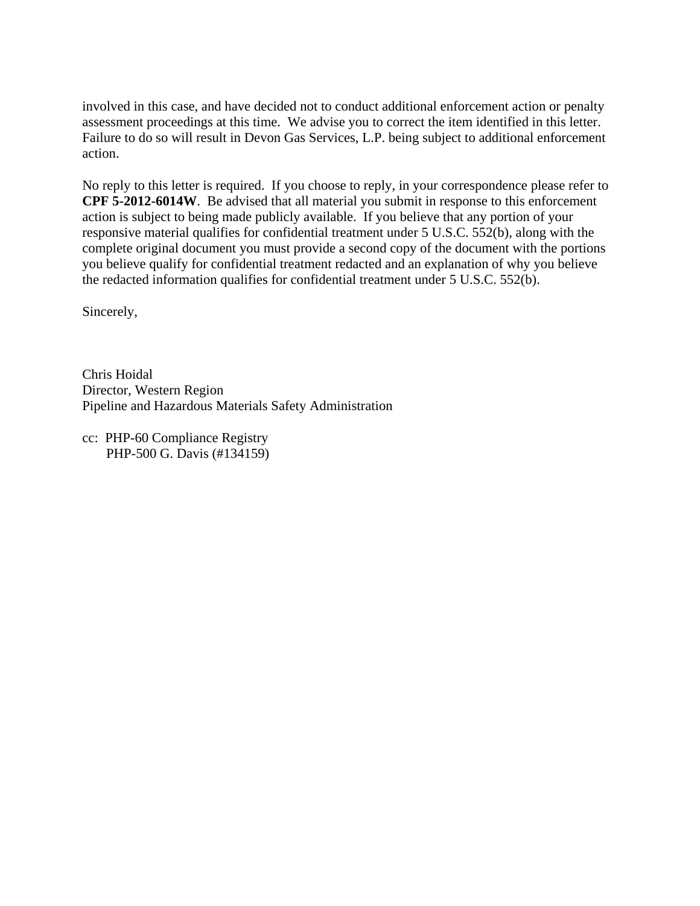involved in this case, and have decided not to conduct additional enforcement action or penalty assessment proceedings at this time. We advise you to correct the item identified in this letter. Failure to do so will result in Devon Gas Services, L.P. being subject to additional enforcement action.

No reply to this letter is required. If you choose to reply, in your correspondence please refer to **CPF 5-2012-6014W**. Be advised that all material you submit in response to this enforcement action is subject to being made publicly available. If you believe that any portion of your responsive material qualifies for confidential treatment under 5 U.S.C. 552(b), along with the complete original document you must provide a second copy of the document with the portions you believe qualify for confidential treatment redacted and an explanation of why you believe the redacted information qualifies for confidential treatment under 5 U.S.C. 552(b).

Sincerely,

Chris Hoidal
Director, Western Region
Pipeline and Hazardous Materials Safety Administration

cc: PHP-60 Compliance Registry
PHP-500 G. Davis (#134159)